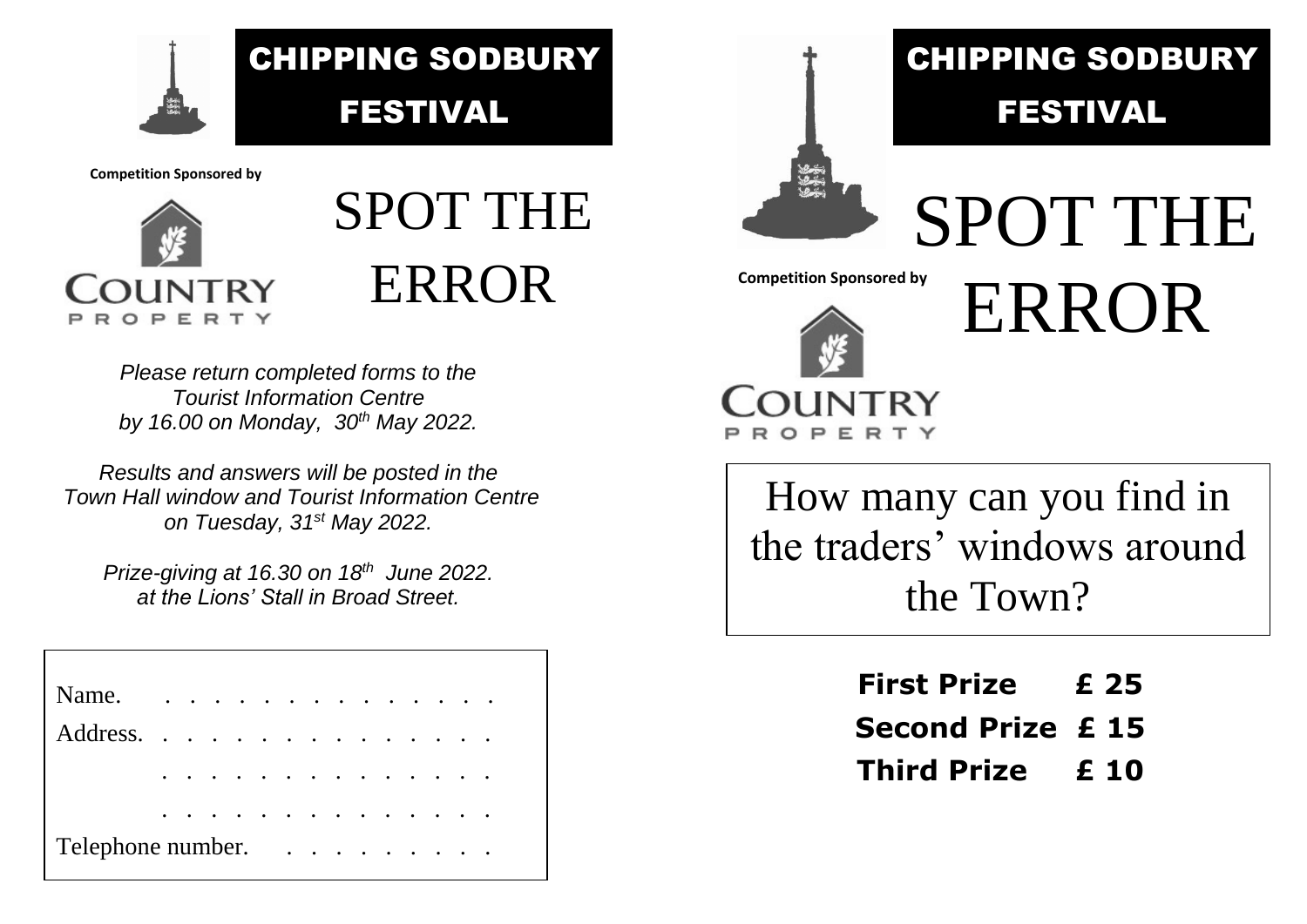# CHIPPING SODBURY FESTIVAL

Competition Sponsored by

COUNTRY PROPERTY

# SPOT THE ERROR

*Please return completed forms to the Tourist Information Centre by 16.00 on Monday, 30th May 2022.*

*Results and answers will be posted in the Town Hall window and Tourist Information Centre on Tuesday, 31st May 2022.*

*Prize-giving at 16.30 on 18th June 2022. at the Lions' Stall in Broad Street.*

Name. . . . . . . . . . . . . . . .

Address. . . . . . . . . . . . . . .

. . . . . . . . . . . . . . .

. . . . . . . . . . . . . . .

Telephone number. . . . . . . . . . .

# CHIPPING SODBURY FESTIVAL

# SPOT THE ERROR

Competition Sponsored by

COUNTRY PROPERTY

How many can you find in the traders' windows around the Town?

**First Prize £ 25**

**Second Prize £ 15**

**Third Prize £ 10**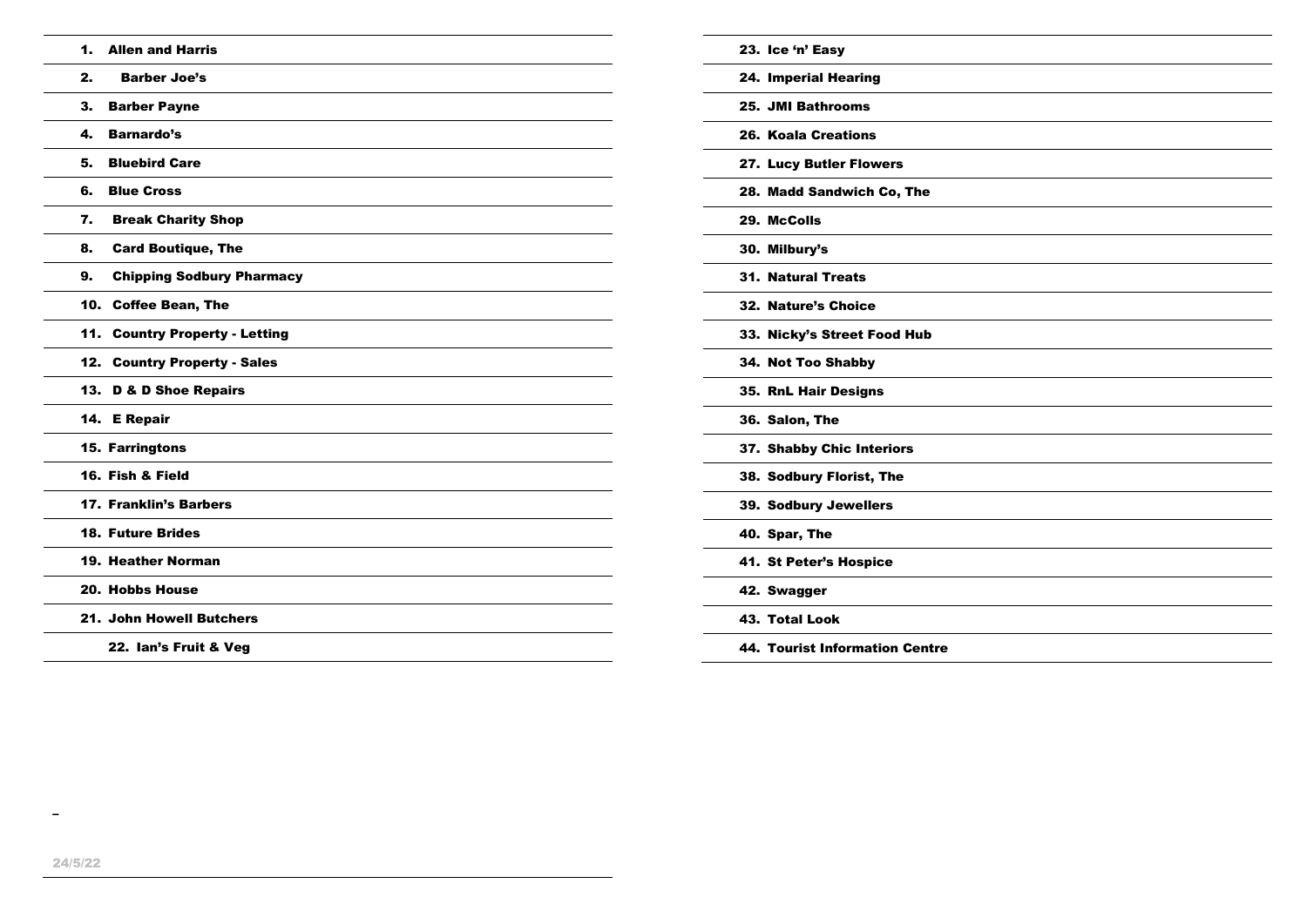1. **Allen and Harris**
2. **Barber Joe's**
3. **Barber Payne**
4. **Barnardo's**
5. **Bluebird Care**
6. **Blue Cross**
7. **Break Charity Shop**
8. **Card Boutique, The**
9. **Chipping Sodbury Pharmacy**
10. **Coffee Bean, The**
11. **Country Property - Letting**
12. **Country Property - Sales**
13. **D & D Shoe Repairs**
14. **E Repair**
15. **Farringtons**
16. **Fish & Field**
17. **Franklin's Barbers**
18. **Future Brides**
19. **Heather Norman**
20. **Hobbs House**
21. **John Howell Butchers**
22. **Ian's Fruit & Veg**
23. **Ice 'n' Easy**
24. **Imperial Hearing**
25. **JMI Bathrooms**
26. **Koala Creations**
27. **Lucy Butler Flowers**
28. **Madd Sandwich Co, The**
29. **McColls**
30. **Milbury's**
31. **Natural Treats**
32. **Nature's Choice**
33. **Nicky's Street Food Hub**
34. **Not Too Shabby**
35. **RnL Hair Designs**
36. **Salon, The**
37. **Shabby Chic Interiors**
38. **Sodbury Florist, The**
39. **Sodbury Jewellers**
40. **Spar, The**
41. **St Peter's Hospice**
42. **Swagger**
43. **Total Look**
44. **Tourist Information Centre**

–

24/5/22